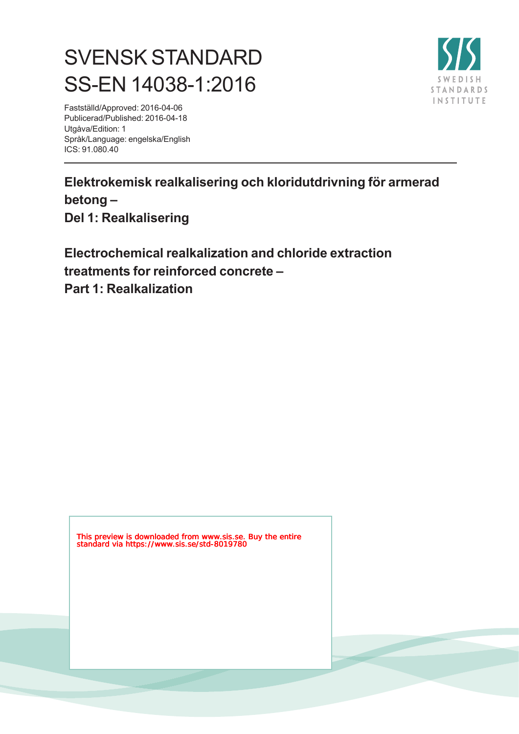# SVENSK STANDARD
# SS-EN 14038-1:2016

Fastställd/Approved: 2016-04-06
Publicerad/Published: 2016-04-18
Utgåva/Edition: 1
Språk/Language: engelska/English
ICS: 91.080.40

SWEDISH STANDARDS INSTITUTE

---

## Elektrokemisk realkalisering och kloridutdrivning för armerad betong – Del 1: Realkalisering

## Electrochemical realkalization and chloride extraction treatments for reinforced concrete – Part 1: Realkalization

This preview is downloaded from www.sis.se. Buy the entire standard via https://www.sis.se/std-8019780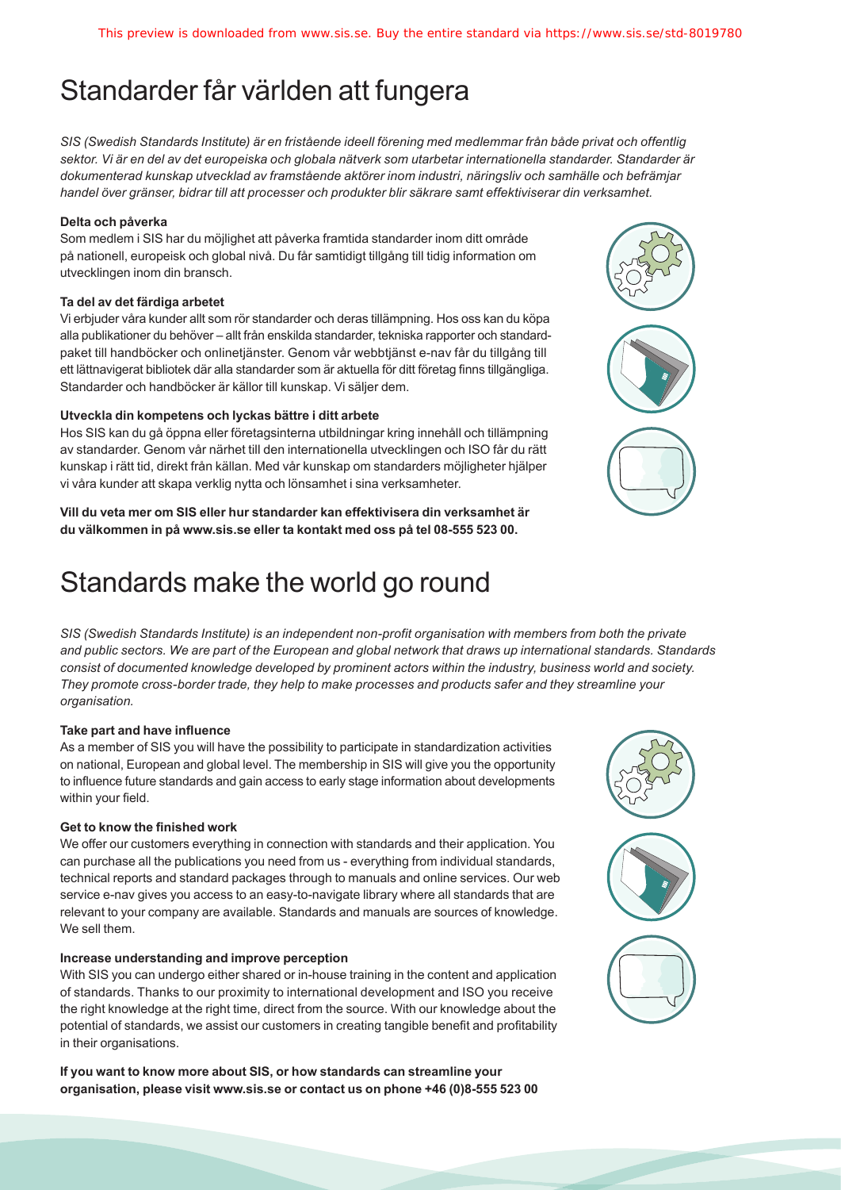# Standarder får världen att fungera

*SIS (Swedish Standards Institute) är en fristående ideell förening med medlemmar från både privat och offentlig sektor. Vi är en del av det europeiska och globala nätverk som utarbetar internationella standarder. Standarder är dokumenterad kunskap utvecklad av framstående aktörer inom industri, näringsliv och samhälle och befrämjar handel över gränser, bidrar till att processer och produkter blir säkrare samt effektiviserar din verksamhet.*

**Delta och påverka**

Som medlem i SIS har du möjlighet att påverka framtida standarder inom ditt område på nationell, europeisk och global nivå. Du får samtidigt tillgång till tidig information om utvecklingen inom din bransch.

**Ta del av det färdiga arbetet**

Vi erbjuder våra kunder allt som rör standarder och deras tillämpning. Hos oss kan du köpa alla publikationer du behöver – allt från enskilda standarder, tekniska rapporter och standardpaket till handböcker och onlinetjänster. Genom vår webbtjänst e-nav får du tillgång till ett lättnavigerat bibliotek där alla standarder som är aktuella för ditt företag finns tillgängliga. Standarder och handböcker är källor till kunskap. Vi säljer dem.

**Utveckla din kompetens och lyckas bättre i ditt arbete**

Hos SIS kan du gå öppna eller företagsinterna utbildningar kring innehåll och tillämpning av standarder. Genom vår närhet till den internationella utvecklingen och ISO får du rätt kunskap i rätt tid, direkt från källan. Med vår kunskap om standarders möjligheter hjälper vi våra kunder att skapa verklig nytta och lönsamhet i sina verksamheter.

**Vill du veta mer om SIS eller hur standarder kan effektivisera din verksamhet är du välkommen in på www.sis.se eller ta kontakt med oss på tel 08-555 523 00.**

# Standards make the world go round

*SIS (Swedish Standards Institute) is an independent non-profit organisation with members from both the private and public sectors. We are part of the European and global network that draws up international standards. Standards consist of documented knowledge developed by prominent actors within the industry, business world and society. They promote cross-border trade, they help to make processes and products safer and they streamline your organisation.*

**Take part and have influence**

As a member of SIS you will have the possibility to participate in standardization activities on national, European and global level. The membership in SIS will give you the opportunity to influence future standards and gain access to early stage information about developments within your field.

**Get to know the finished work**

We offer our customers everything in connection with standards and their application. You can purchase all the publications you need from us - everything from individual standards, technical reports and standard packages through to manuals and online services. Our web service e-nav gives you access to an easy-to-navigate library where all standards that are relevant to your company are available. Standards and manuals are sources of knowledge. We sell them.

**Increase understanding and improve perception**

With SIS you can undergo either shared or in-house training in the content and application of standards. Thanks to our proximity to international development and ISO you receive the right knowledge at the right time, direct from the source. With our knowledge about the potential of standards, we assist our customers in creating tangible benefit and profitability in their organisations.

**If you want to know more about SIS, or how standards can streamline your organisation, please visit www.sis.se or contact us on phone +46 (0)8-555 523 00**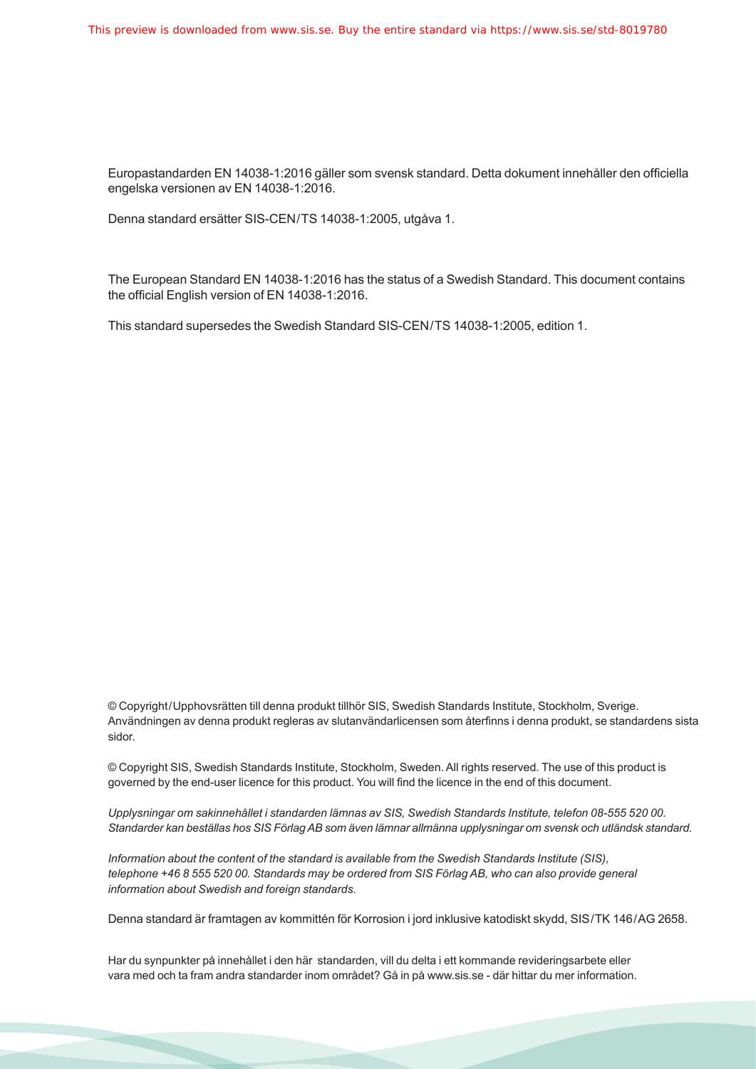Europastandarden EN 14038-1:2016 gäller som svensk standard. Detta dokument innehåller den officiella engelska versionen av EN 14038-1:2016.

Denna standard ersätter SIS-CEN/TS 14038-1:2005, utgåva 1.

The European Standard EN 14038-1:2016 has the status of a Swedish Standard. This document contains the official English version of EN 14038-1:2016.

This standard supersedes the Swedish Standard SIS-CEN/TS 14038-1:2005, edition 1.

© Copyright/Upphovsrätten till denna produkt tillhör SIS, Swedish Standards Institute, Stockholm, Sverige. Användningen av denna produkt regleras av slutanvändarlicensen som återfinns i denna produkt, se standardens sista sidor.

© Copyright SIS, Swedish Standards Institute, Stockholm, Sweden. All rights reserved. The use of this product is governed by the end-user licence for this product. You will find the licence in the end of this document.

*Upplysningar om sakinnehållet i standarden lämnas av SIS, Swedish Standards Institute, telefon 08-555 520 00. Standarder kan beställas hos SIS Förlag AB som även lämnar allmänna upplysningar om svensk och utländsk standard.*

*Information about the content of the standard is available from the Swedish Standards Institute (SIS), telephone +46 8 555 520 00. Standards may be ordered from SIS Förlag AB, who can also provide general information about Swedish and foreign standards.*

Denna standard är framtagen av kommittén för Korrosion i jord inklusive katodiskt skydd, SIS/TK 146/AG 2658.

Har du synpunkter på innehållet i den här standarden, vill du delta i ett kommande revideringsarbete eller vara med och ta fram andra standarder inom området? Gå in på www.sis.se - där hittar du mer information.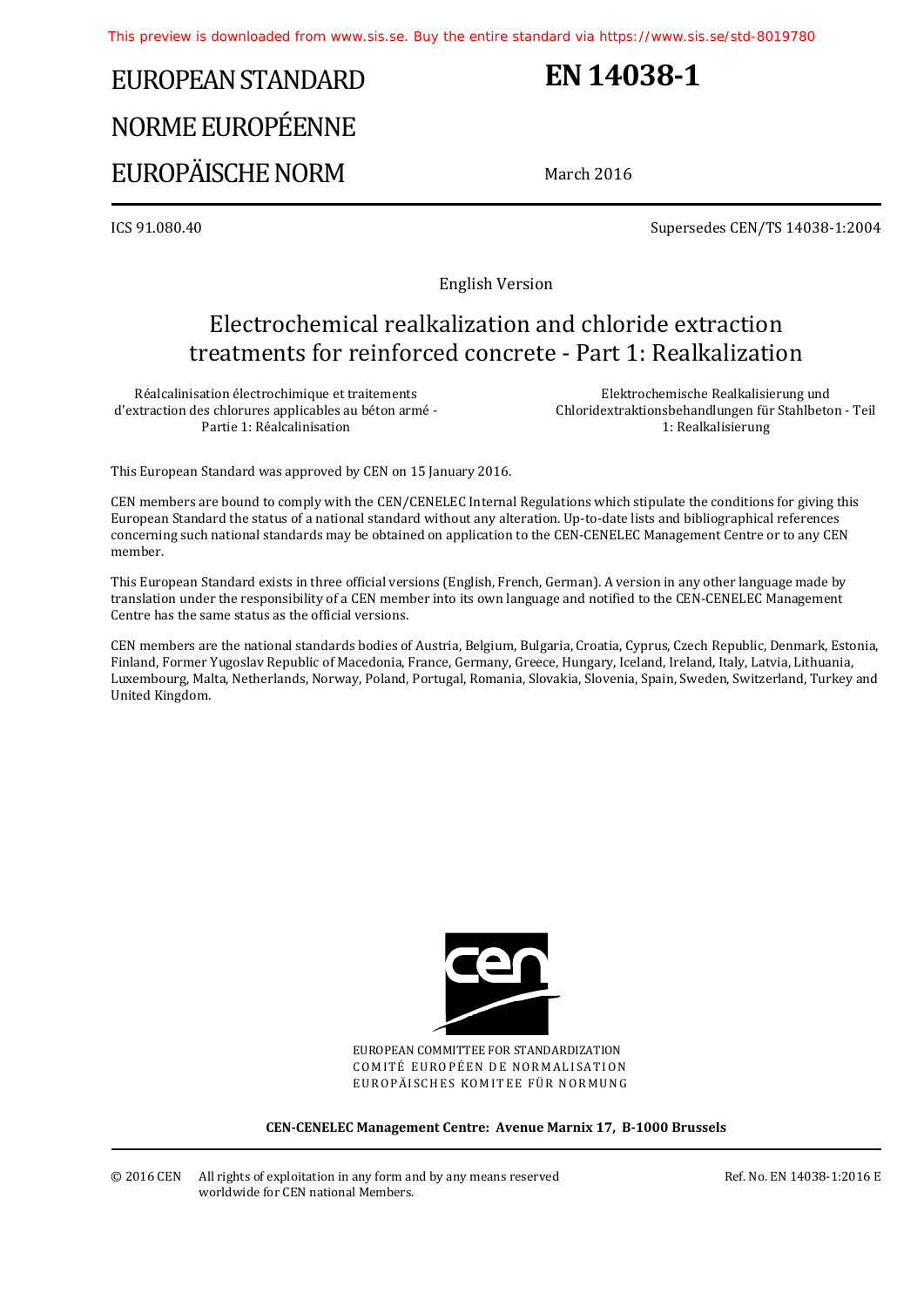# EUROPEAN STANDARD
# NORME EUROPÉENNE
# EUROPÄISCHE NORM

# EN 14038-1

March 2016

ICS 91.080.40

Supersedes CEN/TS 14038-1:2004

English Version

## Electrochemical realkalization and chloride extraction treatments for reinforced concrete - Part 1: Realkalization

Réalcalinisation électrochimique et traitements d'extraction des chlorures applicables au béton armé - Partie 1: Réalcalinisation

Elektrochemische Realkalisierung und Chloridextraktionsbehandlungen für Stahlbeton - Teil 1: Realkalisierung

This European Standard was approved by CEN on 15 January 2016.

CEN members are bound to comply with the CEN/CENELEC Internal Regulations which stipulate the conditions for giving this European Standard the status of a national standard without any alteration. Up-to-date lists and bibliographical references concerning such national standards may be obtained on application to the CEN-CENELEC Management Centre or to any CEN member.

This European Standard exists in three official versions (English, French, German). A version in any other language made by translation under the responsibility of a CEN member into its own language and notified to the CEN-CENELEC Management Centre has the same status as the official versions.

CEN members are the national standards bodies of Austria, Belgium, Bulgaria, Croatia, Cyprus, Czech Republic, Denmark, Estonia, Finland, Former Yugoslav Republic of Macedonia, France, Germany, Greece, Hungary, Iceland, Ireland, Italy, Latvia, Lithuania, Luxembourg, Malta, Netherlands, Norway, Poland, Portugal, Romania, Slovakia, Slovenia, Spain, Sweden, Switzerland, Turkey and United Kingdom.

EUROPEAN COMMITTEE FOR STANDARDIZATION
COMITÉ EUROPÉEN DE NORMALISATION
EUROPÄISCHES KOMITEE FÜR NORMUNG

**CEN-CENELEC Management Centre: Avenue Marnix 17, B-1000 Brussels**

© 2016 CEN All rights of exploitation in any form and by any means reserved worldwide for CEN national Members.

Ref. No. EN 14038-1:2016 E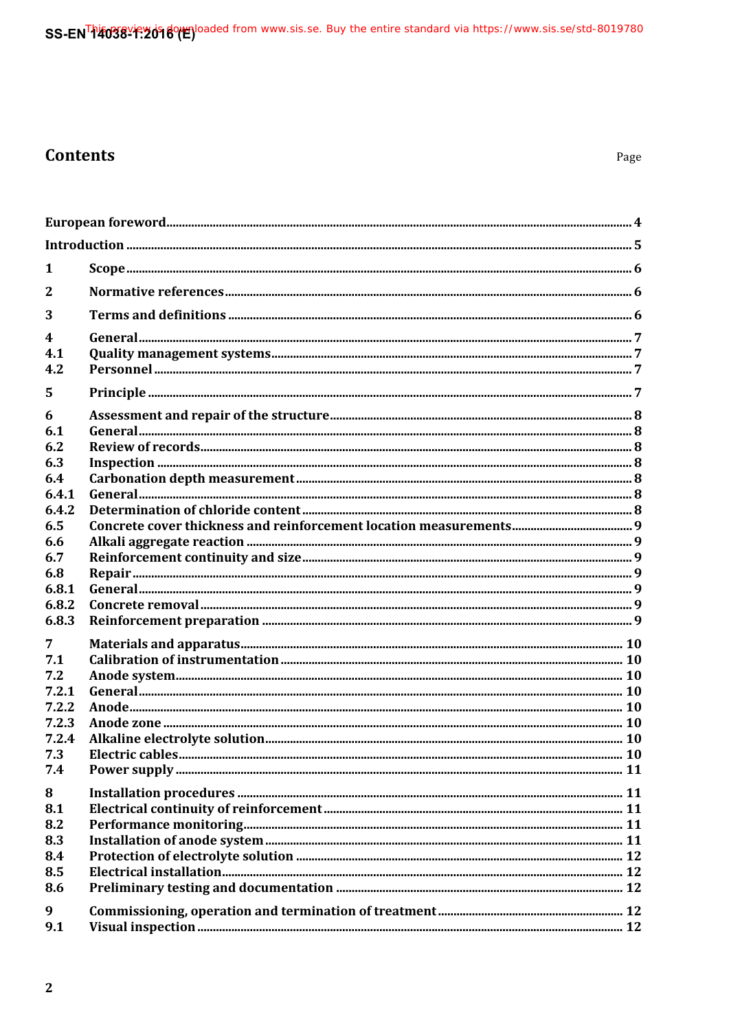# Contents

Page

European foreword .... 4

Introduction .... 5

1 Scope .... 6

2 Normative references .... 6

3 Terms and definitions .... 6

4 General .... 7
4.1 Quality management systems .... 7
4.2 Personnel .... 7

5 Principle .... 7

6 Assessment and repair of the structure .... 8
6.1 General .... 8
6.2 Review of records .... 8
6.3 Inspection .... 8
6.4 Carbonation depth measurement .... 8
6.4.1 General .... 8
6.4.2 Determination of chloride content .... 8
6.5 Concrete cover thickness and reinforcement location measurements .... 9
6.6 Alkali aggregate reaction .... 9
6.7 Reinforcement continuity and size .... 9
6.8 Repair .... 9
6.8.1 General .... 9
6.8.2 Concrete removal .... 9
6.8.3 Reinforcement preparation .... 9

7 Materials and apparatus .... 10
7.1 Calibration of instrumentation .... 10
7.2 Anode system .... 10
7.2.1 General .... 10
7.2.2 Anode .... 10
7.2.3 Anode zone .... 10
7.2.4 Alkaline electrolyte solution .... 10
7.3 Electric cables .... 10
7.4 Power supply .... 11

8 Installation procedures .... 11
8.1 Electrical continuity of reinforcement .... 11
8.2 Performance monitoring .... 11
8.3 Installation of anode system .... 11
8.4 Protection of electrolyte solution .... 12
8.5 Electrical installation .... 12
8.6 Preliminary testing and documentation .... 12

9 Commissioning, operation and termination of treatment .... 12
9.1 Visual inspection .... 12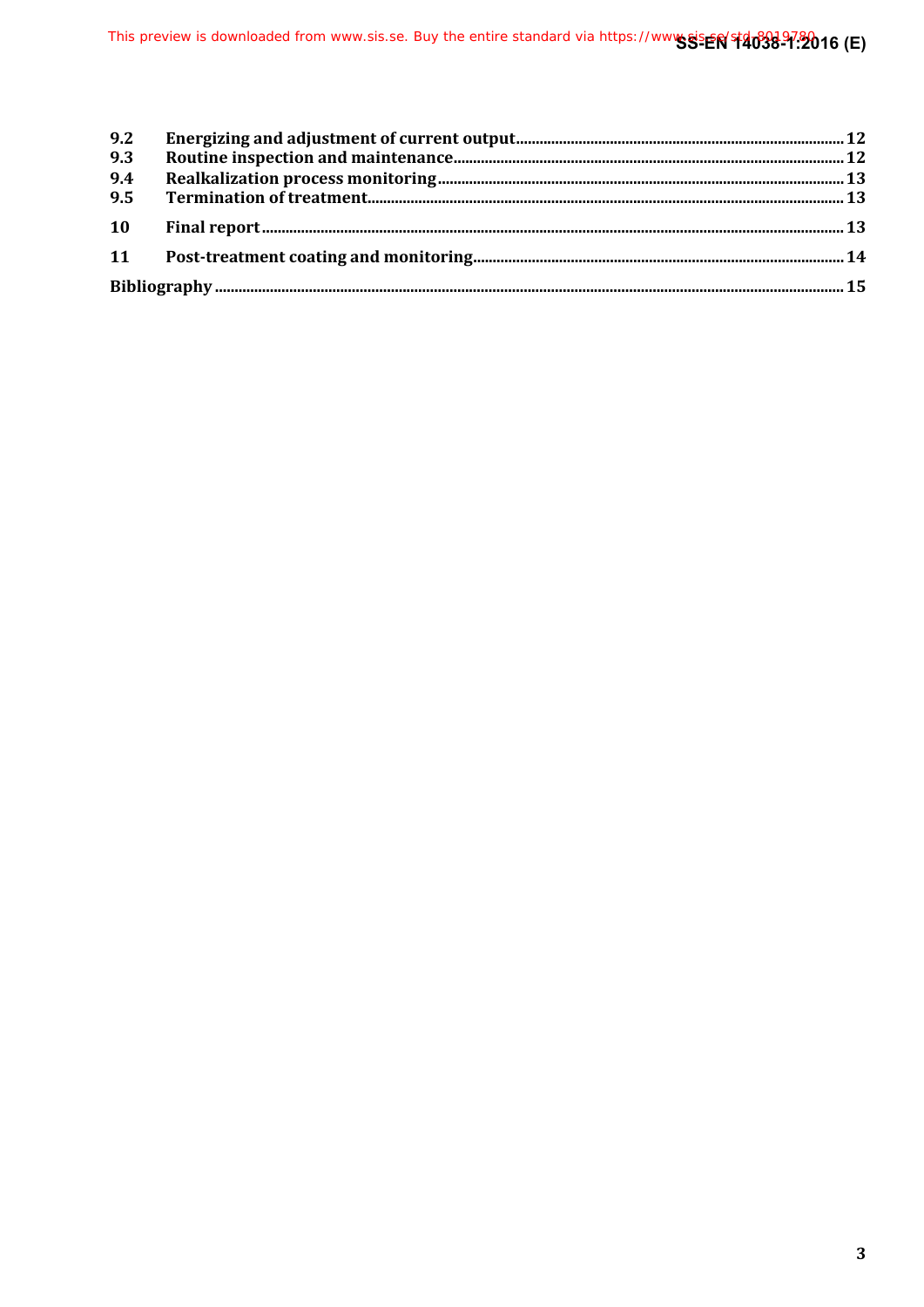| | | |
|---|---|---|
| 9.2 | Energizing and adjustment of current output | 12 |
| 9.3 | Routine inspection and maintenance | 12 |
| 9.4 | Realkalization process monitoring | 13 |
| 9.5 | Termination of treatment | 13 |
| 10 | Final report | 13 |
| 11 | Post-treatment coating and monitoring | 14 |
| Bibliography | | 15 |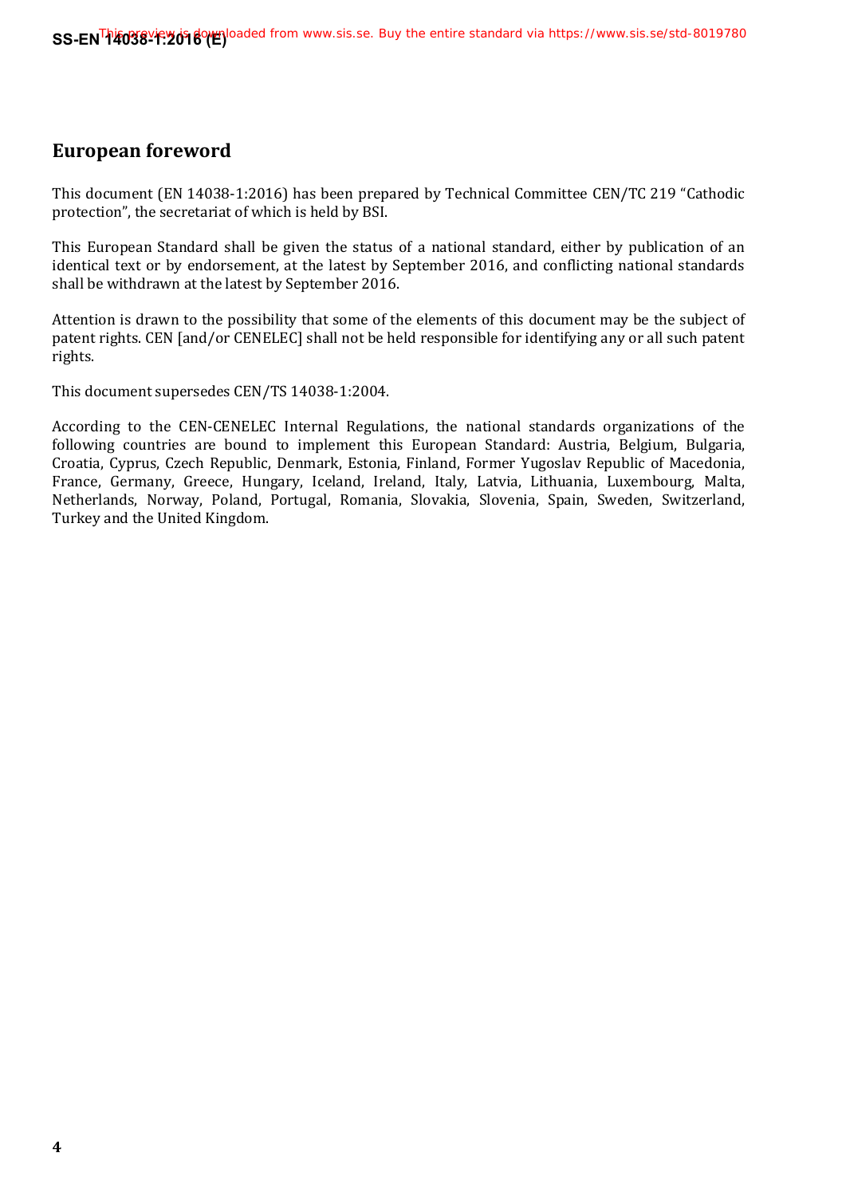## European foreword

This document (EN 14038-1:2016) has been prepared by Technical Committee CEN/TC 219 “Cathodic protection”, the secretariat of which is held by BSI.

This European Standard shall be given the status of a national standard, either by publication of an identical text or by endorsement, at the latest by September 2016, and conflicting national standards shall be withdrawn at the latest by September 2016.

Attention is drawn to the possibility that some of the elements of this document may be the subject of patent rights. CEN [and/or CENELEC] shall not be held responsible for identifying any or all such patent rights.

This document supersedes CEN/TS 14038-1:2004.

According to the CEN-CENELEC Internal Regulations, the national standards organizations of the following countries are bound to implement this European Standard: Austria, Belgium, Bulgaria, Croatia, Cyprus, Czech Republic, Denmark, Estonia, Finland, Former Yugoslav Republic of Macedonia, France, Germany, Greece, Hungary, Iceland, Ireland, Italy, Latvia, Lithuania, Luxembourg, Malta, Netherlands, Norway, Poland, Portugal, Romania, Slovakia, Slovenia, Spain, Sweden, Switzerland, Turkey and the United Kingdom.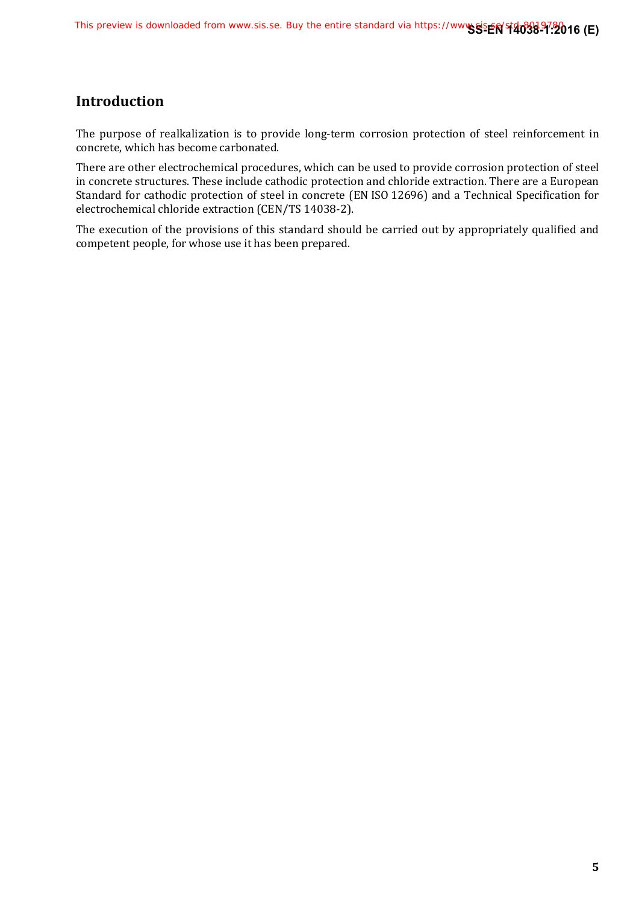## Introduction

The purpose of realkalization is to provide long-term corrosion protection of steel reinforcement in concrete, which has become carbonated.

There are other electrochemical procedures, which can be used to provide corrosion protection of steel in concrete structures. These include cathodic protection and chloride extraction. There are a European Standard for cathodic protection of steel in concrete (EN ISO 12696) and a Technical Specification for electrochemical chloride extraction (CEN/TS 14038-2).

The execution of the provisions of this standard should be carried out by appropriately qualified and competent people, for whose use it has been prepared.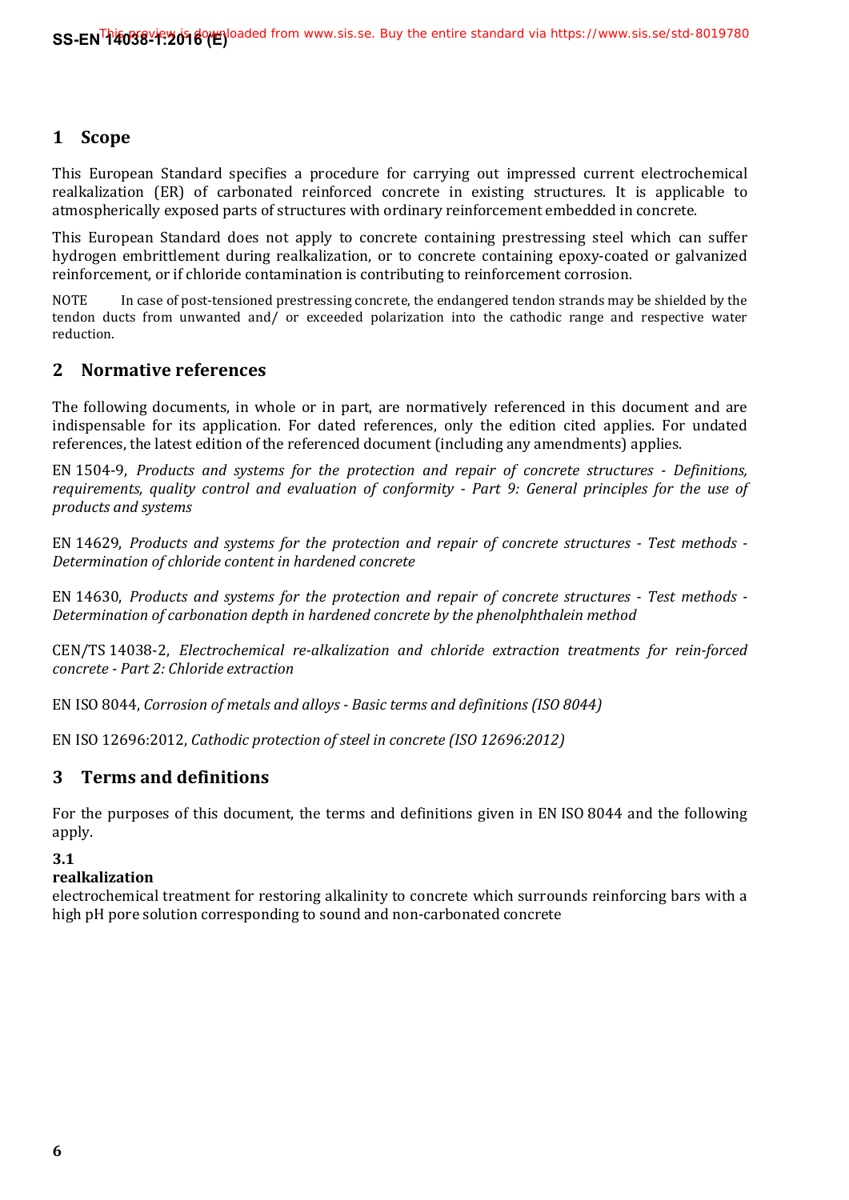## 1 Scope

This European Standard specifies a procedure for carrying out impressed current electrochemical realkalization (ER) of carbonated reinforced concrete in existing structures. It is applicable to atmospherically exposed parts of structures with ordinary reinforcement embedded in concrete.

This European Standard does not apply to concrete containing prestressing steel which can suffer hydrogen embrittlement during realkalization, or to concrete containing epoxy-coated or galvanized reinforcement, or if chloride contamination is contributing to reinforcement corrosion.

NOTE In case of post-tensioned prestressing concrete, the endangered tendon strands may be shielded by the tendon ducts from unwanted and/ or exceeded polarization into the cathodic range and respective water reduction.

## 2 Normative references

The following documents, in whole or in part, are normatively referenced in this document and are indispensable for its application. For dated references, only the edition cited applies. For undated references, the latest edition of the referenced document (including any amendments) applies.

EN 1504-9, *Products and systems for the protection and repair of concrete structures - Definitions, requirements, quality control and evaluation of conformity - Part 9: General principles for the use of products and systems*

EN 14629, *Products and systems for the protection and repair of concrete structures - Test methods - Determination of chloride content in hardened concrete*

EN 14630, *Products and systems for the protection and repair of concrete structures - Test methods - Determination of carbonation depth in hardened concrete by the phenolphthalein method*

CEN/TS 14038-2, *Electrochemical re-alkalization and chloride extraction treatments for rein-forced concrete - Part 2: Chloride extraction*

EN ISO 8044, *Corrosion of metals and alloys - Basic terms and definitions (ISO 8044)*

EN ISO 12696:2012, *Cathodic protection of steel in concrete (ISO 12696:2012)*

## 3 Terms and definitions

For the purposes of this document, the terms and definitions given in EN ISO 8044 and the following apply.

**3.1**
**realkalization**
electrochemical treatment for restoring alkalinity to concrete which surrounds reinforcing bars with a high pH pore solution corresponding to sound and non-carbonated concrete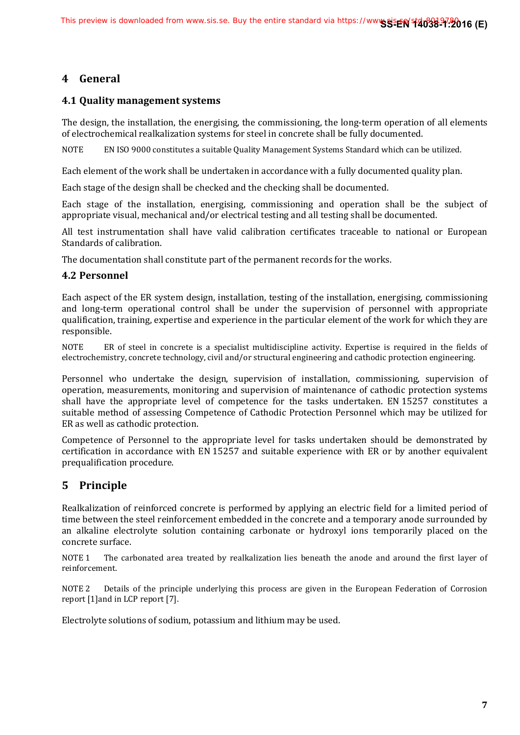# 4 General

## 4.1 Quality management systems

The design, the installation, the energising, the commissioning, the long-term operation of all elements of electrochemical realkalization systems for steel in concrete shall be fully documented.

NOTE EN ISO 9000 constitutes a suitable Quality Management Systems Standard which can be utilized.

Each element of the work shall be undertaken in accordance with a fully documented quality plan.

Each stage of the design shall be checked and the checking shall be documented.

Each stage of the installation, energising, commissioning and operation shall be the subject of appropriate visual, mechanical and/or electrical testing and all testing shall be documented.

All test instrumentation shall have valid calibration certificates traceable to national or European Standards of calibration.

The documentation shall constitute part of the permanent records for the works.

## 4.2 Personnel

Each aspect of the ER system design, installation, testing of the installation, energising, commissioning and long-term operational control shall be under the supervision of personnel with appropriate qualification, training, expertise and experience in the particular element of the work for which they are responsible.

NOTE ER of steel in concrete is a specialist multidiscipline activity. Expertise is required in the fields of electrochemistry, concrete technology, civil and/or structural engineering and cathodic protection engineering.

Personnel who undertake the design, supervision of installation, commissioning, supervision of operation, measurements, monitoring and supervision of maintenance of cathodic protection systems shall have the appropriate level of competence for the tasks undertaken. EN 15257 constitutes a suitable method of assessing Competence of Cathodic Protection Personnel which may be utilized for ER as well as cathodic protection.

Competence of Personnel to the appropriate level for tasks undertaken should be demonstrated by certification in accordance with EN 15257 and suitable experience with ER or by another equivalent prequalification procedure.

# 5 Principle

Realkalization of reinforced concrete is performed by applying an electric field for a limited period of time between the steel reinforcement embedded in the concrete and a temporary anode surrounded by an alkaline electrolyte solution containing carbonate or hydroxyl ions temporarily placed on the concrete surface.

NOTE 1 The carbonated area treated by realkalization lies beneath the anode and around the first layer of reinforcement.

NOTE 2 Details of the principle underlying this process are given in the European Federation of Corrosion report [1]and in LCP report [7].

Electrolyte solutions of sodium, potassium and lithium may be used.